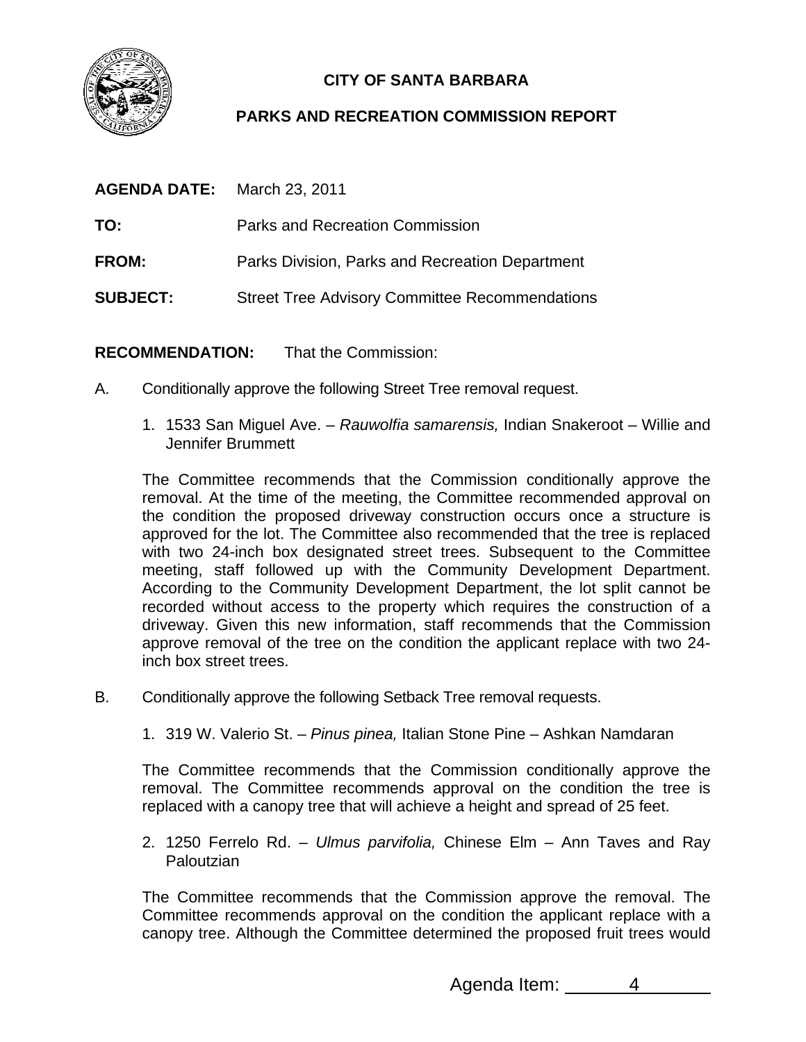**CITY OF SANTA BARBARA**

**PARKS AND RECREATION COMMISSION REPORT**

**AGENDA DATE:** March 23, 2011

**TO:** Parks and Recreation Commission

**FROM:** Parks Division, Parks and Recreation Department

**SUBJECT:** Street Tree Advisory Committee Recommendations

**RECOMMENDATION:** That the Commission:

A. Conditionally approve the following Street Tree removal request.

1. 1533 San Miguel Ave. – *Rauwolfia samarensis,* Indian Snakeroot – Willie and Jennifer Brummett

The Committee recommends that the Commission conditionally approve the removal. At the time of the meeting, the Committee recommended approval on the condition the proposed driveway construction occurs once a structure is approved for the lot. The Committee also recommended that the tree is replaced with two 24-inch box designated street trees. Subsequent to the Committee meeting, staff followed up with the Community Development Department. According to the Community Development Department, the lot split cannot be recorded without access to the property which requires the construction of a driveway. Given this new information, staff recommends that the Commission approve removal of the tree on the condition the applicant replace with two 24-inch box street trees.

B. Conditionally approve the following Setback Tree removal requests.

1. 319 W. Valerio St. – *Pinus pinea,* Italian Stone Pine – Ashkan Namdaran

The Committee recommends that the Commission conditionally approve the removal. The Committee recommends approval on the condition the tree is replaced with a canopy tree that will achieve a height and spread of 25 feet.

2. 1250 Ferrelo Rd. – *Ulmus parvifolia,* Chinese Elm – Ann Taves and Ray Paloutzian

The Committee recommends that the Commission approve the removal. The Committee recommends approval on the condition the applicant replace with a canopy tree. Although the Committee determined the proposed fruit trees would

Agenda Item: 4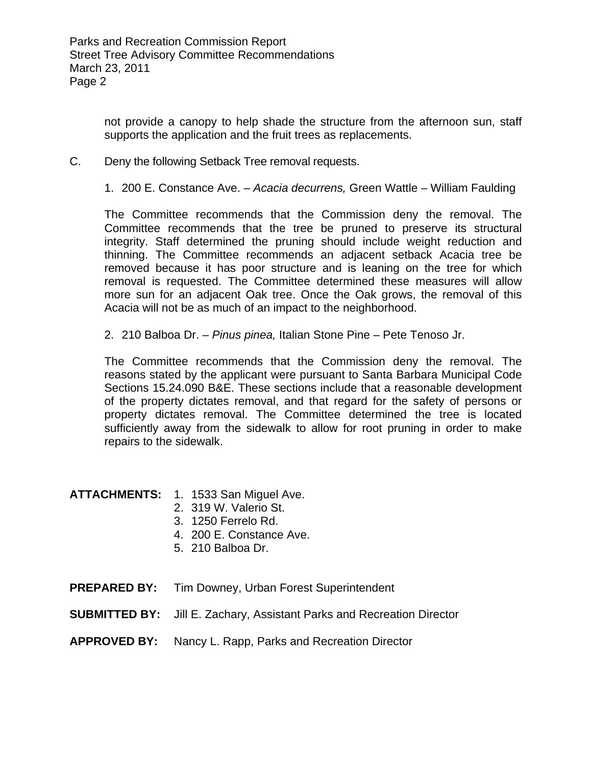not provide a canopy to help shade the structure from the afternoon sun, staff supports the application and the fruit trees as replacements.

C. Deny the following Setback Tree removal requests.

1. 200 E. Constance Ave. – *Acacia decurrens,* Green Wattle – William Faulding

The Committee recommends that the Commission deny the removal. The Committee recommends that the tree be pruned to preserve its structural integrity. Staff determined the pruning should include weight reduction and thinning. The Committee recommends an adjacent setback Acacia tree be removed because it has poor structure and is leaning on the tree for which removal is requested. The Committee determined these measures will allow more sun for an adjacent Oak tree. Once the Oak grows, the removal of this Acacia will not be as much of an impact to the neighborhood.

2. 210 Balboa Dr. – *Pinus pinea,* Italian Stone Pine – Pete Tenoso Jr.

The Committee recommends that the Commission deny the removal. The reasons stated by the applicant were pursuant to Santa Barbara Municipal Code Sections 15.24.090 B&E. These sections include that a reasonable development of the property dictates removal, and that regard for the safety of persons or property dictates removal. The Committee determined the tree is located sufficiently away from the sidewalk to allow for root pruning in order to make repairs to the sidewalk.

**ATTACHMENTS:**
1. 1533 San Miguel Ave.
2. 319 W. Valerio St.
3. 1250 Ferrelo Rd.
4. 200 E. Constance Ave.
5. 210 Balboa Dr.

**PREPARED BY:** Tim Downey, Urban Forest Superintendent

**SUBMITTED BY:** Jill E. Zachary, Assistant Parks and Recreation Director

**APPROVED BY:** Nancy L. Rapp, Parks and Recreation Director